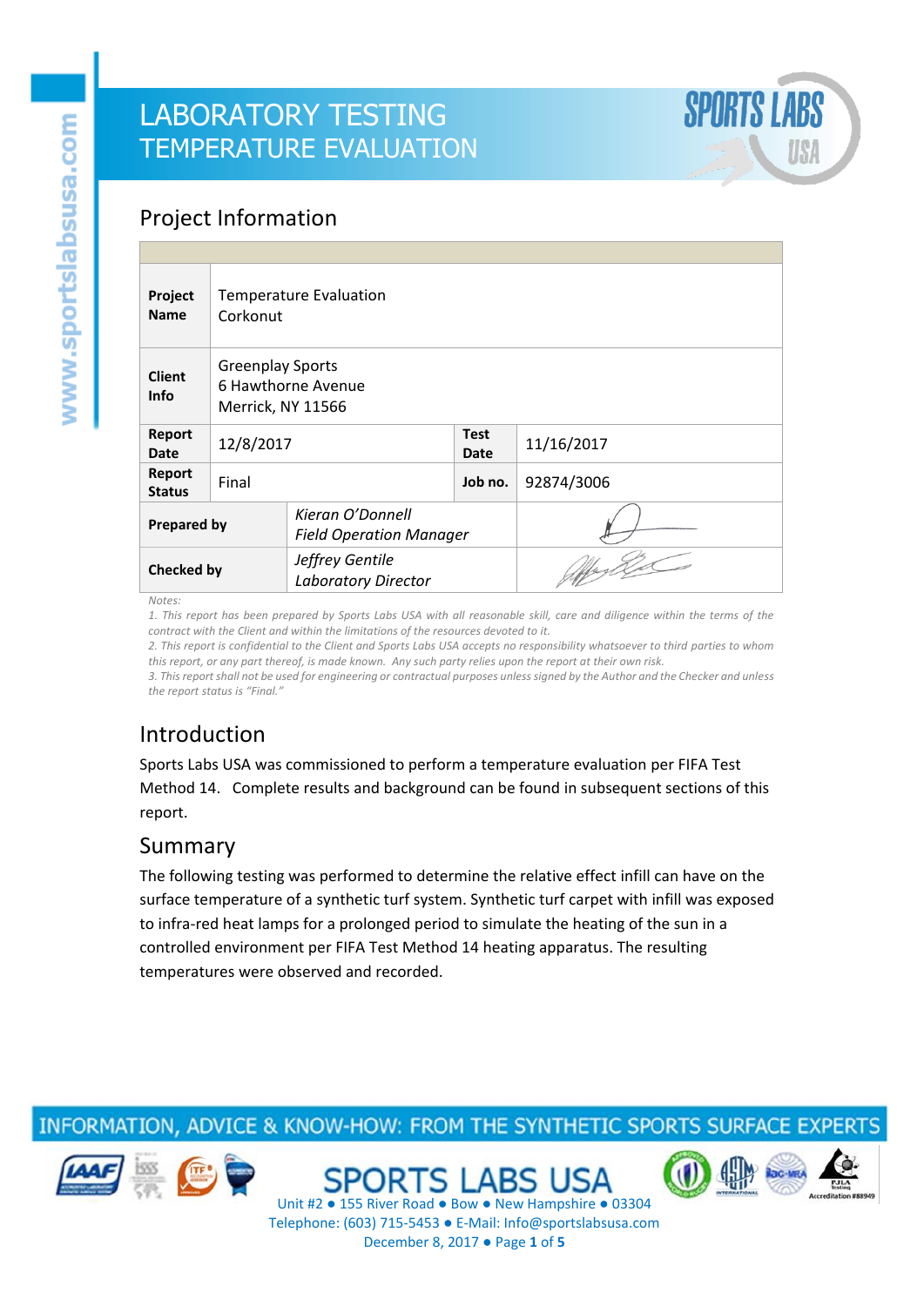# LABORATORY TESTING
# TEMPERATURE EVALUATION

## Project Information

| | | | |
|---|---|---|---|
| **Project Name** | Temperature Evaluation<br>Corkonut | | |
| **Client Info** | Greenplay Sports<br>6 Hawthorne Avenue<br>Merrick, NY 11566 | | |
| **Report Date** | 12/8/2017 | **Test Date** | 11/16/2017 |
| **Report Status** | Final | **Job no.** | 92874/3006 |
| **Prepared by** | *Kieran O'Donnell*<br>*Field Operation Manager* | | |
| **Checked by** | *Jeffrey Gentile*<br>*Laboratory Director* | | |

*Notes:*

*1. This report has been prepared by Sports Labs USA with all reasonable skill, care and diligence within the terms of the contract with the Client and within the limitations of the resources devoted to it.*

*2. This report is confidential to the Client and Sports Labs USA accepts no responsibility whatsoever to third parties to whom this report, or any part thereof, is made known. Any such party relies upon the report at their own risk.*

*3. This report shall not be used for engineering or contractual purposes unless signed by the Author and the Checker and unless the report status is "Final."*

## Introduction

Sports Labs USA was commissioned to perform a temperature evaluation per FIFA Test Method 14. Complete results and background can be found in subsequent sections of this report.

## Summary

The following testing was performed to determine the relative effect infill can have on the surface temperature of a synthetic turf system. Synthetic turf carpet with infill was exposed to infra-red heat lamps for a prolonged period to simulate the heating of the sun in a controlled environment per FIFA Test Method 14 heating apparatus. The resulting temperatures were observed and recorded.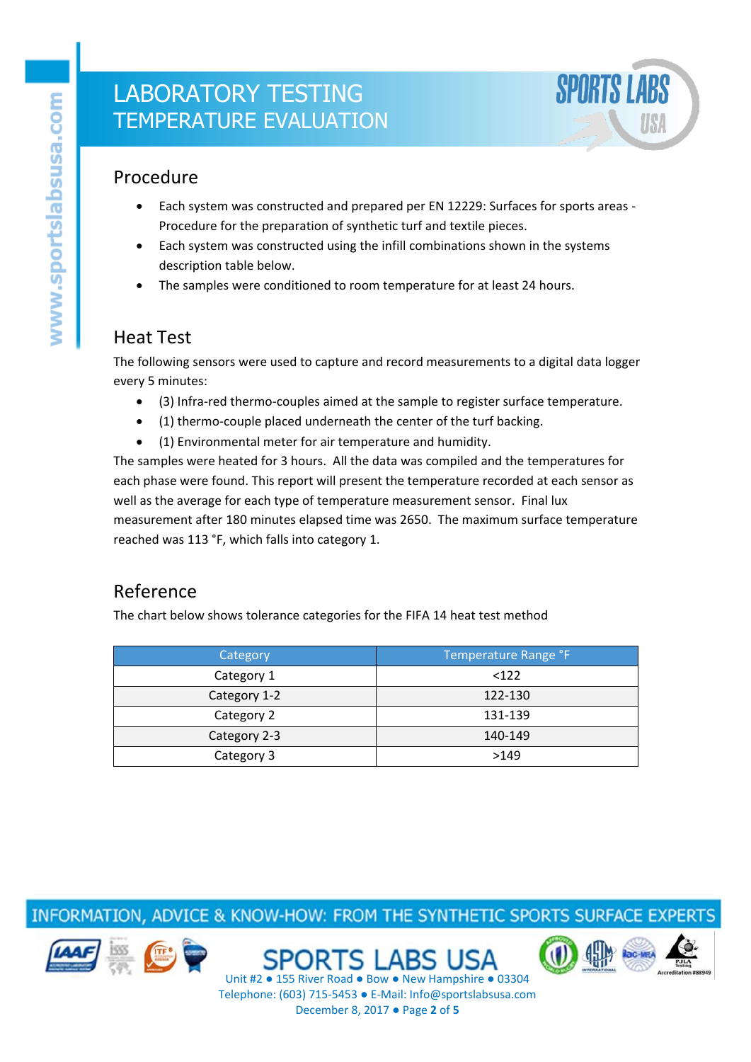# LABORATORY TESTING
# TEMPERATURE EVALUATION

## Procedure

- Each system was constructed and prepared per EN 12229: Surfaces for sports areas - Procedure for the preparation of synthetic turf and textile pieces.
- Each system was constructed using the infill combinations shown in the systems description table below.
- The samples were conditioned to room temperature for at least 24 hours.

## Heat Test

The following sensors were used to capture and record measurements to a digital data logger every 5 minutes:

- (3) Infra-red thermo-couples aimed at the sample to register surface temperature.
- (1) thermo-couple placed underneath the center of the turf backing.
- (1) Environmental meter for air temperature and humidity.

The samples were heated for 3 hours. All the data was compiled and the temperatures for each phase were found. This report will present the temperature recorded at each sensor as well as the average for each type of temperature measurement sensor. Final lux measurement after 180 minutes elapsed time was 2650. The maximum surface temperature reached was 113 °F, which falls into category 1.

## Reference

The chart below shows tolerance categories for the FIFA 14 heat test method

| Category | Temperature Range °F |
|---|---|
| Category 1 | <122 |
| Category 1-2 | 122-130 |
| Category 2 | 131-139 |
| Category 2-3 | 140-149 |
| Category 3 | >149 |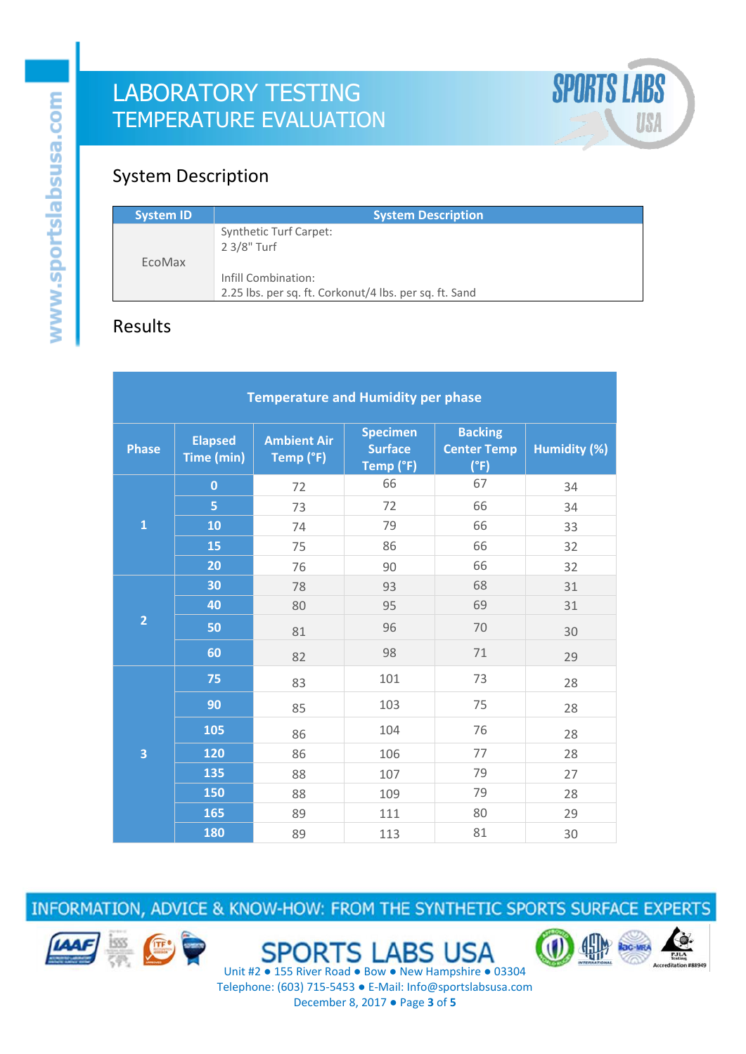# LABORATORY TESTING
# TEMPERATURE EVALUATION

## System Description

| System ID | System Description |
|---|---|
| EcoMax | Synthetic Turf Carpet:<br>2 3/8" Turf<br><br>Infill Combination:<br>2.25 lbs. per sq. ft. Corkonut/4 lbs. per sq. ft. Sand |

## Results

| Temperature and Humidity per phase | | | | | |
|---|---|---|---|---|---|
| **Phase** | **Elapsed Time (min)** | **Ambient Air Temp (°F)** | **Specimen Surface Temp (°F)** | **Backing Center Temp (°F)** | **Humidity (%)** |
| 1 | 0 | 72 | 66 | 67 | 34 |
| | 5 | 73 | 72 | 66 | 34 |
| | 10 | 74 | 79 | 66 | 33 |
| | 15 | 75 | 86 | 66 | 32 |
| | 20 | 76 | 90 | 66 | 32 |
| 2 | 30 | 78 | 93 | 68 | 31 |
| | 40 | 80 | 95 | 69 | 31 |
| | 50 | 81 | 96 | 70 | 30 |
| | 60 | 82 | 98 | 71 | 29 |
| 3 | 75 | 83 | 101 | 73 | 28 |
| | 90 | 85 | 103 | 75 | 28 |
| | 105 | 86 | 104 | 76 | 28 |
| | 120 | 86 | 106 | 77 | 28 |
| | 135 | 88 | 107 | 79 | 27 |
| | 150 | 88 | 109 | 79 | 28 |
| | 165 | 89 | 111 | 80 | 29 |
| | 180 | 89 | 113 | 81 | 30 |

INFORMATION, ADVICE & KNOW-HOW: FROM THE SYNTHETIC SPORTS SURFACE EXPERTS

SPORTS LABS USA
Unit #2 ● 155 River Road ● Bow ● New Hampshire ● 03304
Telephone: (603) 715-5453 ● E-Mail: Info@sportslabsusa.com
December 8, 2017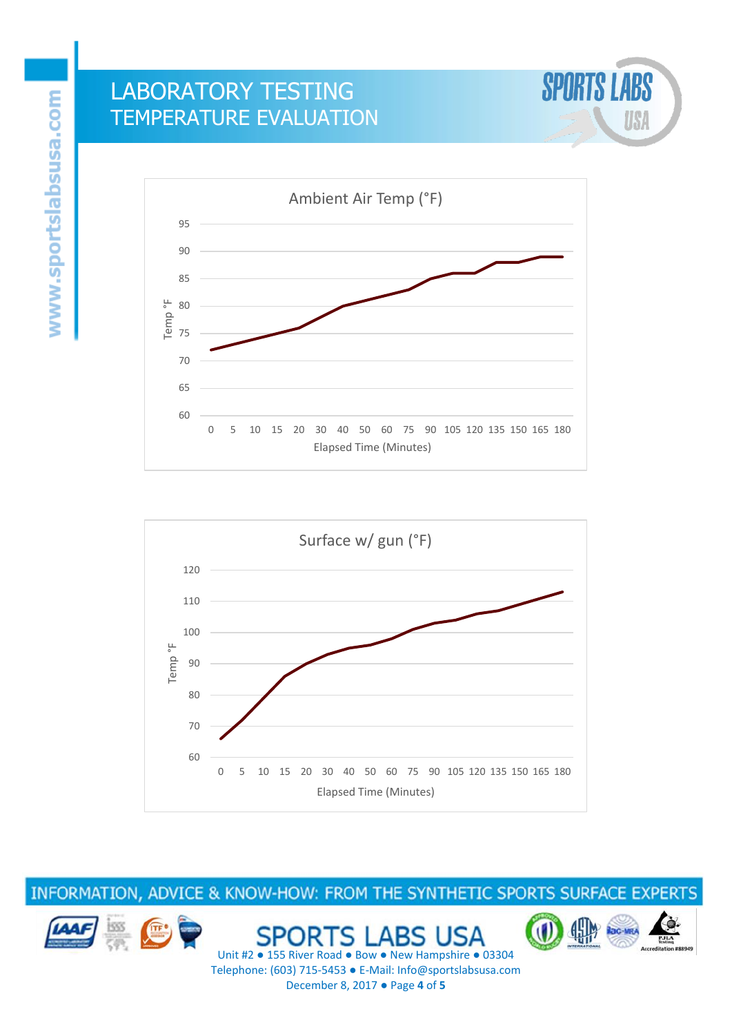# LABORATORY TESTING
## TEMPERATURE EVALUATION

Ambient Air Temp (°F)

Temp °F

95
90
85
80
75
70
65
60

0 5 10 15 20 30 40 50 60 75 90 105 120 135 150 165 180

Elapsed Time (Minutes)

Surface w/ gun (°F)

Temp °F

120
110
100
90
80
70
60

0 5 10 15 20 30 40 50 60 75 90 105 120 135 150 165 180

Elapsed Time (Minutes)

INFORMATION, ADVICE & KNOW-HOW: FROM THE SYNTHETIC SPORTS SURFACE EXPERTS

SPORTS LABS USA

Unit #2 ● 155 River Road ● Bow ● New Hampshire ● 03304

Telephone: (603) 715-5453 ● E-Mail: Info@sportslabsusa.com

December 8, 2017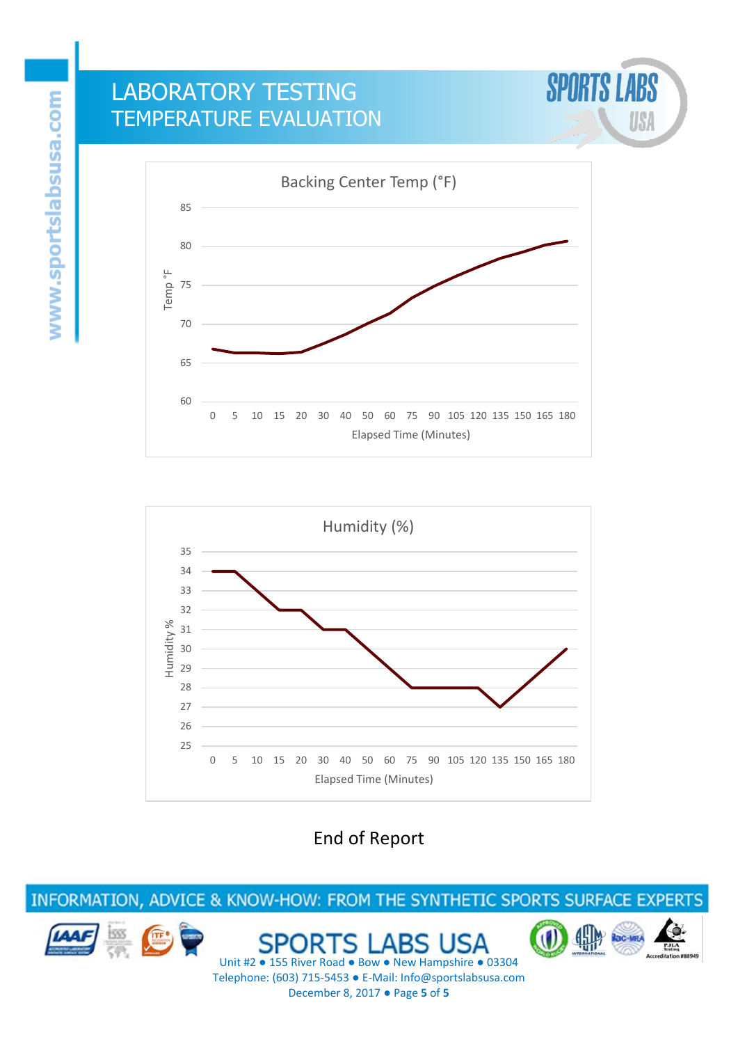# LABORATORY TESTING
## TEMPERATURE EVALUATION

Backing Center Temp (°F)

Temp °F

85
80
75
70
65
60

0 5 10 15 20 30 40 50 60 75 90 105 120 135 150 165 180

Elapsed Time (Minutes)

Humidity (%)

Humidity %

35
34
33
32
31
30
29
28
27
26
25

0 5 10 15 20 30 40 50 60 75 90 105 120 135 150 165 180

Elapsed Time (Minutes)

End of Report